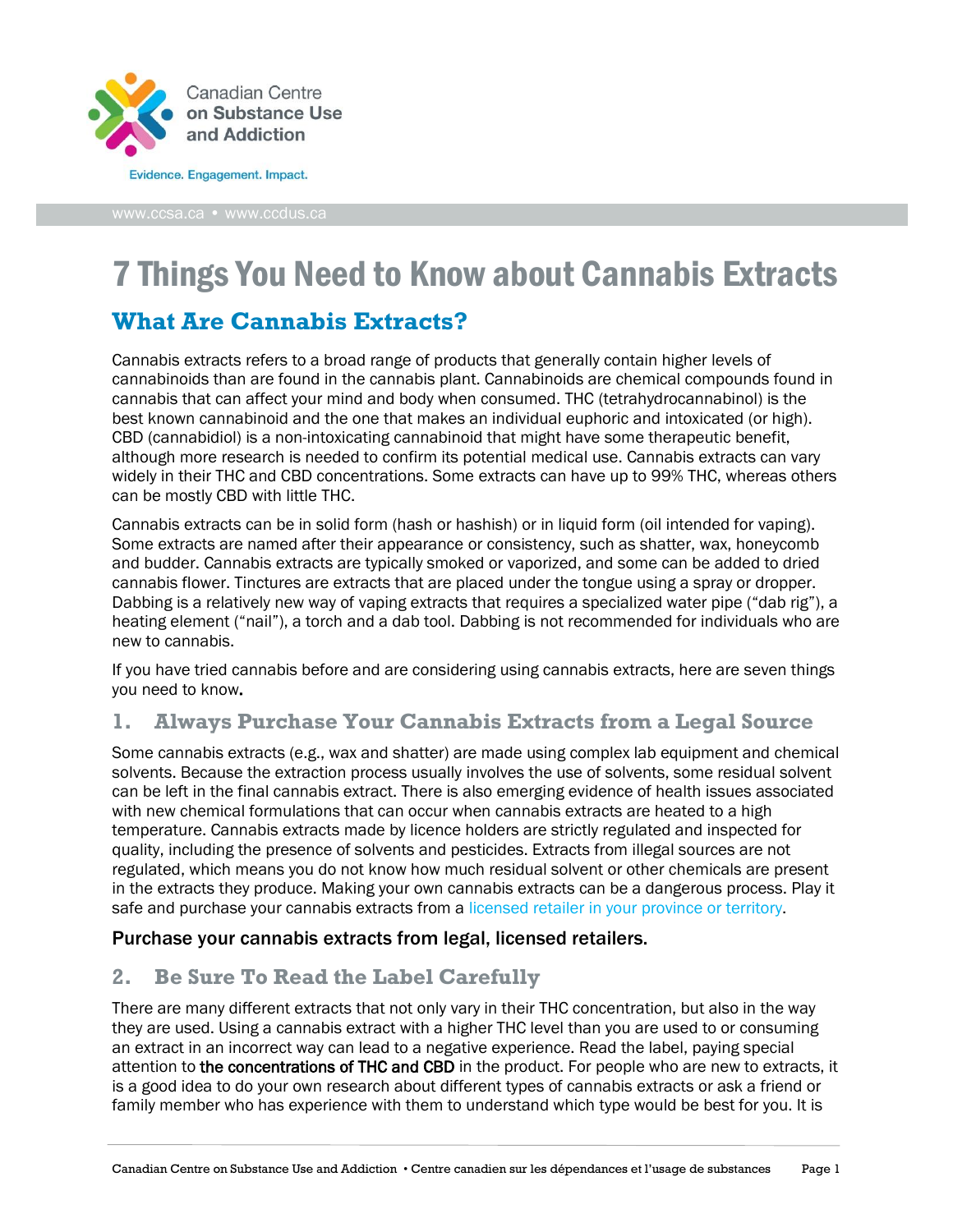Canadian Centre on Substance Use and Addiction

Evidence. Engagement. Impact.

www.ccsa.ca • www.ccdus.ca

# 7 Things You Need to Know about Cannabis Extracts

## What Are Cannabis Extracts?

Cannabis extracts refers to a broad range of products that generally contain higher levels of cannabinoids than are found in the cannabis plant. Cannabinoids are chemical compounds found in cannabis that can affect your mind and body when consumed. THC (tetrahydrocannabinol) is the best known cannabinoid and the one that makes an individual euphoric and intoxicated (or high). CBD (cannabidiol) is a non-intoxicating cannabinoid that might have some therapeutic benefit, although more research is needed to confirm its potential medical use. Cannabis extracts can vary widely in their THC and CBD concentrations. Some extracts can have up to 99% THC, whereas others can be mostly CBD with little THC.

Cannabis extracts can be in solid form (hash or hashish) or in liquid form (oil intended for vaping). Some extracts are named after their appearance or consistency, such as shatter, wax, honeycomb and budder. Cannabis extracts are typically smoked or vaporized, and some can be added to dried cannabis flower. Tinctures are extracts that are placed under the tongue using a spray or dropper. Dabbing is a relatively new way of vaping extracts that requires a specialized water pipe ("dab rig"), a heating element ("nail"), a torch and a dab tool. Dabbing is not recommended for individuals who are new to cannabis.

If you have tried cannabis before and are considering using cannabis extracts, here are seven things you need to know.

### 1. Always Purchase Your Cannabis Extracts from a Legal Source

Some cannabis extracts (e.g., wax and shatter) are made using complex lab equipment and chemical solvents. Because the extraction process usually involves the use of solvents, some residual solvent can be left in the final cannabis extract. There is also emerging evidence of health issues associated with new chemical formulations that can occur when cannabis extracts are heated to a high temperature. Cannabis extracts made by licence holders are strictly regulated and inspected for quality, including the presence of solvents and pesticides. Extracts from illegal sources are not regulated, which means you do not know how much residual solvent or other chemicals are present in the extracts they produce. Making your own cannabis extracts can be a dangerous process. Play it safe and purchase your cannabis extracts from a licensed retailer in your province or territory.

**Purchase your cannabis extracts from legal, licensed retailers.**

### 2. Be Sure To Read the Label Carefully

There are many different extracts that not only vary in their THC concentration, but also in the way they are used. Using a cannabis extract with a higher THC level than you are used to or consuming an extract in an incorrect way can lead to a negative experience. Read the label, paying special attention to **the concentrations of THC and CBD** in the product. For people who are new to extracts, it is a good idea to do your own research about different types of cannabis extracts or ask a friend or family member who has experience with them to understand which type would be best for you. It is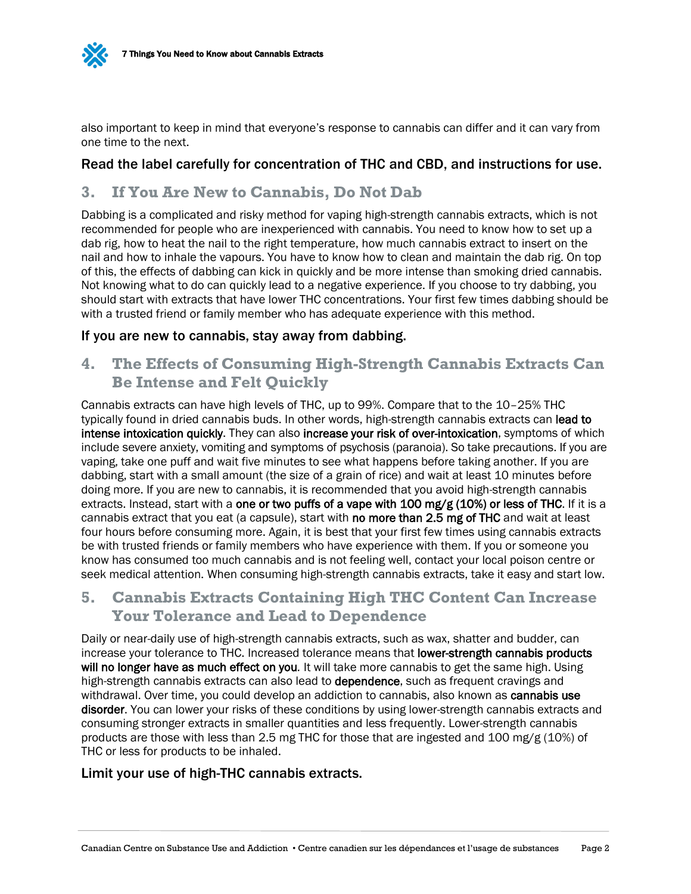also important to keep in mind that everyone's response to cannabis can differ and it can vary from one time to the next.

**Read the label carefully for concentration of THC and CBD, and instructions for use.**

## 3. If You Are New to Cannabis, Do Not Dab

Dabbing is a complicated and risky method for vaping high-strength cannabis extracts, which is not recommended for people who are inexperienced with cannabis. You need to know how to set up a dab rig, how to heat the nail to the right temperature, how much cannabis extract to insert on the nail and how to inhale the vapours. You have to know how to clean and maintain the dab rig. On top of this, the effects of dabbing can kick in quickly and be more intense than smoking dried cannabis. Not knowing what to do can quickly lead to a negative experience. If you choose to try dabbing, you should start with extracts that have lower THC concentrations. Your first few times dabbing should be with a trusted friend or family member who has adequate experience with this method.

**If you are new to cannabis, stay away from dabbing.**

## 4. The Effects of Consuming High-Strength Cannabis Extracts Can Be Intense and Felt Quickly

Cannabis extracts can have high levels of THC, up to 99%. Compare that to the 10–25% THC typically found in dried cannabis buds. In other words, high-strength cannabis extracts can **lead to intense intoxication quickly**. They can also **increase your risk of over-intoxication**, symptoms of which include severe anxiety, vomiting and symptoms of psychosis (paranoia). So take precautions. If you are vaping, take one puff and wait five minutes to see what happens before taking another. If you are dabbing, start with a small amount (the size of a grain of rice) and wait at least 10 minutes before doing more. If you are new to cannabis, it is recommended that you avoid high-strength cannabis extracts. Instead, start with a **one or two puffs of a vape with 100 mg/g (10%) or less of THC**. If it is a cannabis extract that you eat (a capsule), start with **no more than 2.5 mg of THC** and wait at least four hours before consuming more. Again, it is best that your first few times using cannabis extracts be with trusted friends or family members who have experience with them. If you or someone you know has consumed too much cannabis and is not feeling well, contact your local poison centre or seek medical attention. When consuming high-strength cannabis extracts, take it easy and start low.

## 5. Cannabis Extracts Containing High THC Content Can Increase Your Tolerance and Lead to Dependence

Daily or near-daily use of high-strength cannabis extracts, such as wax, shatter and budder, can increase your tolerance to THC. Increased tolerance means that **lower-strength cannabis products will no longer have as much effect on you**. It will take more cannabis to get the same high. Using high-strength cannabis extracts can also lead to **dependence**, such as frequent cravings and withdrawal. Over time, you could develop an addiction to cannabis, also known as **cannabis use disorder**. You can lower your risks of these conditions by using lower-strength cannabis extracts and consuming stronger extracts in smaller quantities and less frequently. Lower-strength cannabis products are those with less than 2.5 mg THC for those that are ingested and 100 mg/g (10%) of THC or less for products to be inhaled.

**Limit your use of high-THC cannabis extracts.**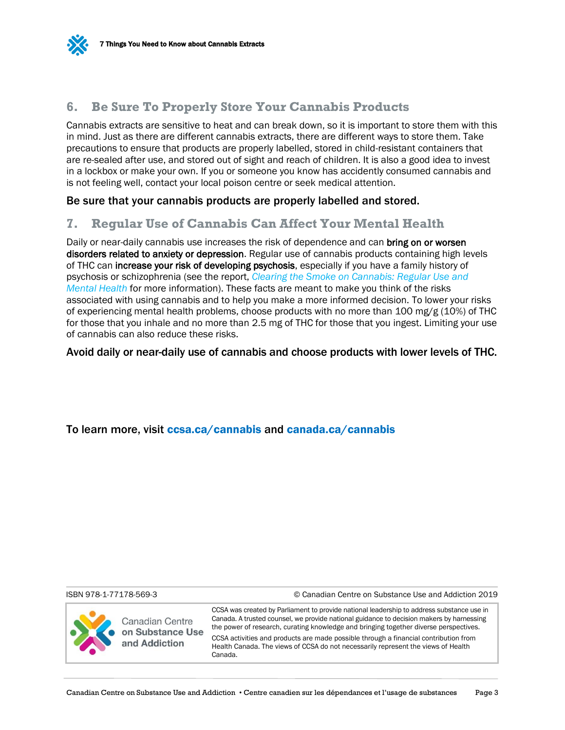## 6. Be Sure To Properly Store Your Cannabis Products

Cannabis extracts are sensitive to heat and can break down, so it is important to store them with this in mind. Just as there are different cannabis extracts, there are different ways to store them. Take precautions to ensure that products are properly labelled, stored in child-resistant containers that are re-sealed after use, and stored out of sight and reach of children. It is also a good idea to invest in a lockbox or make your own. If you or someone you know has accidently consumed cannabis and is not feeling well, contact your local poison centre or seek medical attention.

**Be sure that your cannabis products are properly labelled and stored.**

## 7. Regular Use of Cannabis Can Affect Your Mental Health

Daily or near-daily cannabis use increases the risk of dependence and can **bring on or worsen disorders related to anxiety or depression**. Regular use of cannabis products containing high levels of THC can **increase your risk of developing psychosis**, especially if you have a family history of psychosis or schizophrenia (see the report, *Clearing the Smoke on Cannabis: Regular Use and Mental Health* for more information). These facts are meant to make you think of the risks associated with using cannabis and to help you make a more informed decision. To lower your risks of experiencing mental health problems, choose products with no more than 100 mg/g (10%) of THC for those that you inhale and no more than 2.5 mg of THC for those that you ingest. Limiting your use of cannabis can also reduce these risks.

**Avoid daily or near-daily use of cannabis and choose products with lower levels of THC.**

**To learn more, visit ccsa.ca/cannabis and canada.ca/cannabis**

ISBN 978-1-77178-569-3

© Canadian Centre on Substance Use and Addiction 2019

Canadian Centre on Substance Use and Addiction

CCSA was created by Parliament to provide national leadership to address substance use in Canada. A trusted counsel, we provide national guidance to decision makers by harnessing the power of research, curating knowledge and bringing together diverse perspectives.

CCSA activities and products are made possible through a financial contribution from Health Canada. The views of CCSA do not necessarily represent the views of Health Canada.